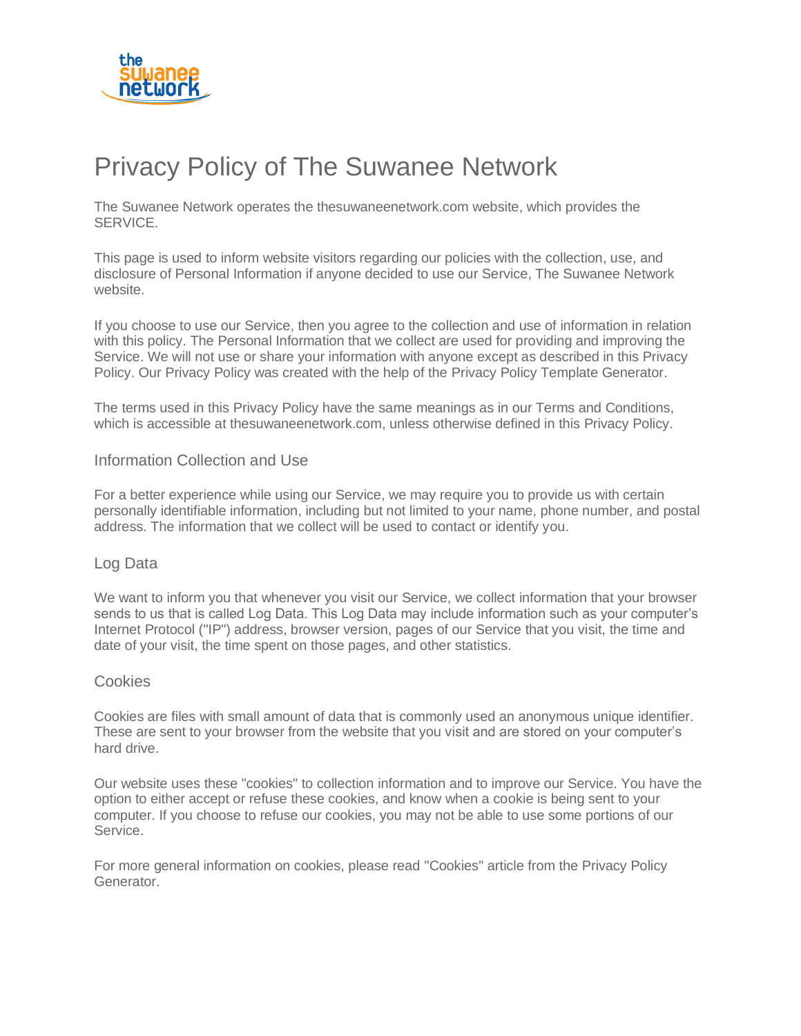# Privacy Policy of The Suwanee Network

The Suwanee Network operates the thesuwaneenetwork.com website, which provides the SERVICE.

This page is used to inform website visitors regarding our policies with the collection, use, and disclosure of Personal Information if anyone decided to use our Service, The Suwanee Network website.

If you choose to use our Service, then you agree to the collection and use of information in relation with this policy. The Personal Information that we collect are used for providing and improving the Service. We will not use or share your information with anyone except as described in this Privacy Policy. Our Privacy Policy was created with the help of the Privacy Policy Template Generator.

The terms used in this Privacy Policy have the same meanings as in our Terms and Conditions, which is accessible at thesuwaneenetwork.com, unless otherwise defined in this Privacy Policy.

## Information Collection and Use

For a better experience while using our Service, we may require you to provide us with certain personally identifiable information, including but not limited to your name, phone number, and postal address. The information that we collect will be used to contact or identify you.

## Log Data

We want to inform you that whenever you visit our Service, we collect information that your browser sends to us that is called Log Data. This Log Data may include information such as your computer's Internet Protocol ("IP") address, browser version, pages of our Service that you visit, the time and date of your visit, the time spent on those pages, and other statistics.

## Cookies

Cookies are files with small amount of data that is commonly used an anonymous unique identifier. These are sent to your browser from the website that you visit and are stored on your computer's hard drive.

Our website uses these "cookies" to collection information and to improve our Service. You have the option to either accept or refuse these cookies, and know when a cookie is being sent to your computer. If you choose to refuse our cookies, you may not be able to use some portions of our Service.

For more general information on cookies, please read "Cookies" article from the Privacy Policy Generator.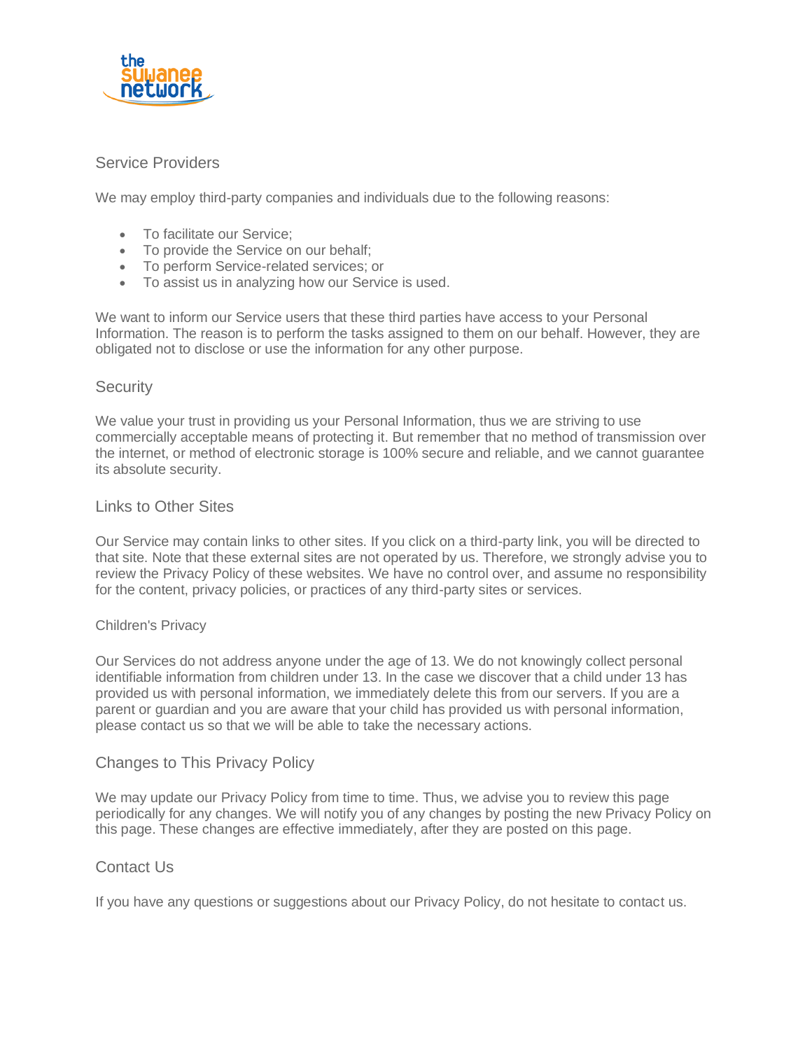## Service Providers

We may employ third-party companies and individuals due to the following reasons:

- To facilitate our Service;
- To provide the Service on our behalf;
- To perform Service-related services; or
- To assist us in analyzing how our Service is used.

We want to inform our Service users that these third parties have access to your Personal Information. The reason is to perform the tasks assigned to them on our behalf. However, they are obligated not to disclose or use the information for any other purpose.

## Security

We value your trust in providing us your Personal Information, thus we are striving to use commercially acceptable means of protecting it. But remember that no method of transmission over the internet, or method of electronic storage is 100% secure and reliable, and we cannot guarantee its absolute security.

## Links to Other Sites

Our Service may contain links to other sites. If you click on a third-party link, you will be directed to that site. Note that these external sites are not operated by us. Therefore, we strongly advise you to review the Privacy Policy of these websites. We have no control over, and assume no responsibility for the content, privacy policies, or practices of any third-party sites or services.

### Children's Privacy

Our Services do not address anyone under the age of 13. We do not knowingly collect personal identifiable information from children under 13. In the case we discover that a child under 13 has provided us with personal information, we immediately delete this from our servers. If you are a parent or guardian and you are aware that your child has provided us with personal information, please contact us so that we will be able to take the necessary actions.

## Changes to This Privacy Policy

We may update our Privacy Policy from time to time. Thus, we advise you to review this page periodically for any changes. We will notify you of any changes by posting the new Privacy Policy on this page. These changes are effective immediately, after they are posted on this page.

## Contact Us

If you have any questions or suggestions about our Privacy Policy, do not hesitate to contact us.